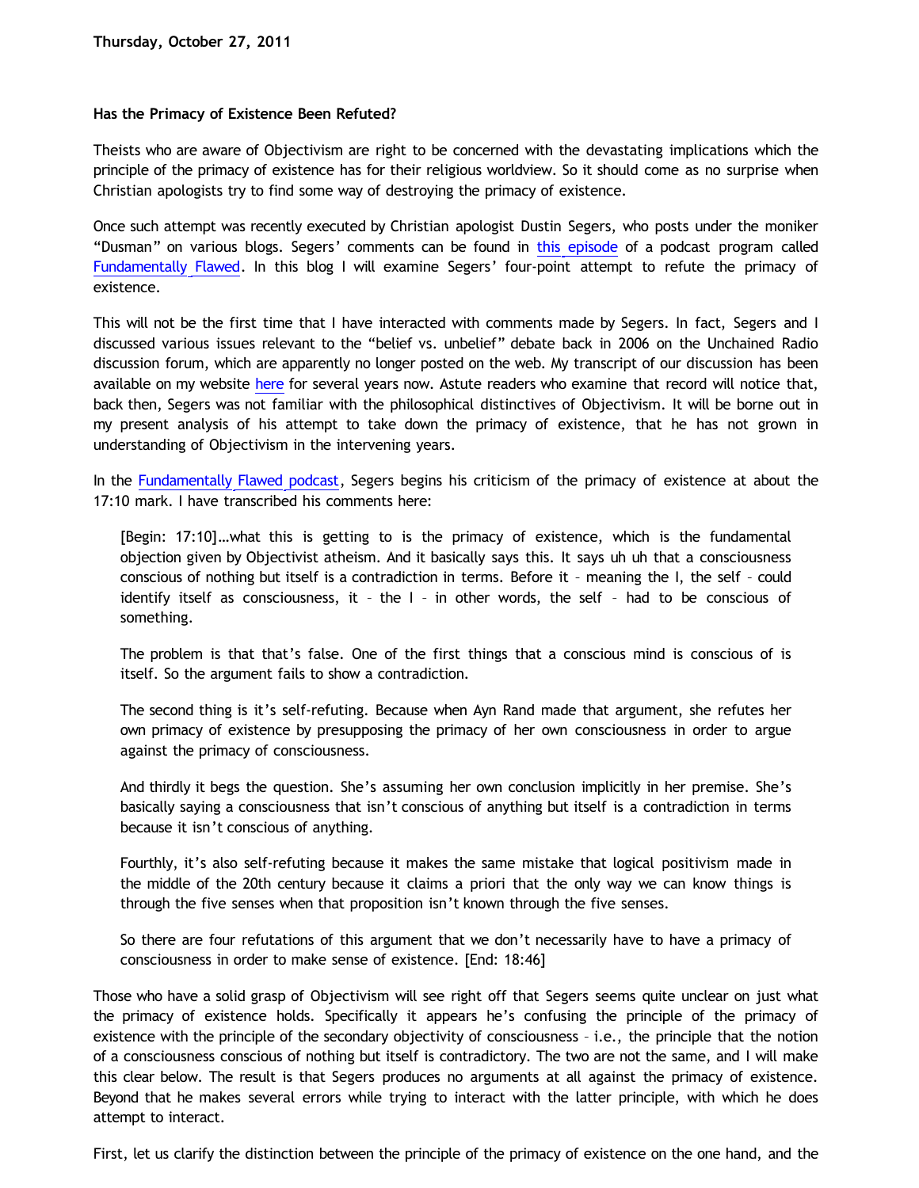**Thursday, October 27, 2011**

**Has the Primacy of Existence Been Refuted?**

Theists who are aware of Objectivism are right to be concerned with the devastating implications which the principle of the primacy of existence has for their religious worldview. So it should come as no surprise when Christian apologists try to find some way of destroying the primacy of existence.

Once such attempt was recently executed by Christian apologist Dustin Segers, who posts under the moniker "Dusman" on various blogs. Segers' comments can be found in this episode of a podcast program called Fundamentally Flawed. In this blog I will examine Segers' four-point attempt to refute the primacy of existence.

This will not be the first time that I have interacted with comments made by Segers. In fact, Segers and I discussed various issues relevant to the "belief vs. unbelief" debate back in 2006 on the Unchained Radio discussion forum, which are apparently no longer posted on the web. My transcript of our discussion has been available on my website here for several years now. Astute readers who examine that record will notice that, back then, Segers was not familiar with the philosophical distinctives of Objectivism. It will be borne out in my present analysis of his attempt to take down the primacy of existence, that he has not grown in understanding of Objectivism in the intervening years.

In the Fundamentally Flawed podcast, Segers begins his criticism of the primacy of existence at about the 17:10 mark. I have transcribed his comments here:

> [Begin: 17:10]…what this is getting to is the primacy of existence, which is the fundamental objection given by Objectivist atheism. And it basically says this. It says uh uh that a consciousness conscious of nothing but itself is a contradiction in terms. Before it – meaning the I, the self – could identify itself as consciousness, it – the I – in other words, the self – had to be conscious of something.
>
> The problem is that that's false. One of the first things that a conscious mind is conscious of is itself. So the argument fails to show a contradiction.
>
> The second thing is it's self-refuting. Because when Ayn Rand made that argument, she refutes her own primacy of existence by presupposing the primacy of her own consciousness in order to argue against the primacy of consciousness.
>
> And thirdly it begs the question. She's assuming her own conclusion implicitly in her premise. She's basically saying a consciousness that isn't conscious of anything but itself is a contradiction in terms because it isn't conscious of anything.
>
> Fourthly, it's also self-refuting because it makes the same mistake that logical positivism made in the middle of the 20th century because it claims a priori that the only way we can know things is through the five senses when that proposition isn't known through the five senses.
>
> So there are four refutations of this argument that we don't necessarily have to have a primacy of consciousness in order to make sense of existence. [End: 18:46]

Those who have a solid grasp of Objectivism will see right off that Segers seems quite unclear on just what the primacy of existence holds. Specifically it appears he's confusing the principle of the primacy of existence with the principle of the secondary objectivity of consciousness – i.e., the principle that the notion of a consciousness conscious of nothing but itself is contradictory. The two are not the same, and I will make this clear below. The result is that Segers produces no arguments at all against the primacy of existence. Beyond that he makes several errors while trying to interact with the latter principle, with which he does attempt to interact.

First, let us clarify the distinction between the principle of the primacy of existence on the one hand, and the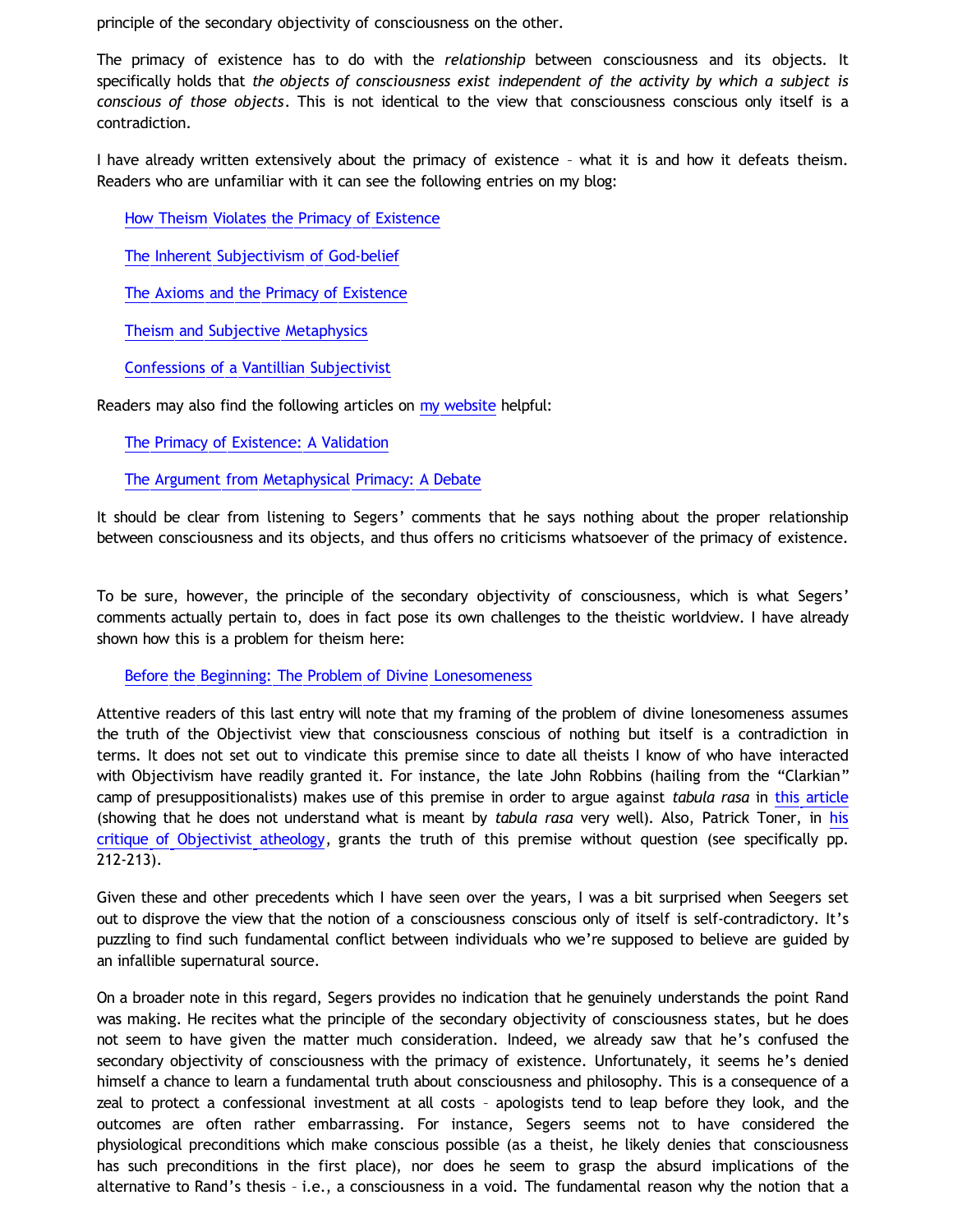principle of the secondary objectivity of consciousness on the other.

The primacy of existence has to do with the *relationship* between consciousness and its objects. It specifically holds that *the objects of consciousness exist independent of the activity by which a subject is conscious of those objects*. This is not identical to the view that consciousness conscious only itself is a contradiction.

I have already written extensively about the primacy of existence – what it is and how it defeats theism. Readers who are unfamiliar with it can see the following entries on my blog:

> How Theism Violates the Primacy of Existence
>
> The Inherent Subjectivism of God-belief
>
> The Axioms and the Primacy of Existence
>
> Theism and Subjective Metaphysics
>
> Confessions of a Vantillian Subjectivist

Readers may also find the following articles on my website helpful:

> The Primacy of Existence: A Validation
>
> The Argument from Metaphysical Primacy: A Debate

It should be clear from listening to Segers' comments that he says nothing about the proper relationship between consciousness and its objects, and thus offers no criticisms whatsoever of the primacy of existence.

To be sure, however, the principle of the secondary objectivity of consciousness, which is what Segers' comments actually pertain to, does in fact pose its own challenges to the theistic worldview. I have already shown how this is a problem for theism here:

> Before the Beginning: The Problem of Divine Lonesomeness

Attentive readers of this last entry will note that my framing of the problem of divine lonesomeness assumes the truth of the Objectivist view that consciousness conscious of nothing but itself is a contradiction in terms. It does not set out to vindicate this premise since to date all theists I know of who have interacted with Objectivism have readily granted it. For instance, the late John Robbins (hailing from the "Clarkian" camp of presuppositionalists) makes use of this premise in order to argue against *tabula rasa* in this article (showing that he does not understand what is meant by *tabula rasa* very well). Also, Patrick Toner, in his critique of Objectivist atheology, grants the truth of this premise without question (see specifically pp. 212-213).

Given these and other precedents which I have seen over the years, I was a bit surprised when Seegers set out to disprove the view that the notion of a consciousness conscious only of itself is self-contradictory. It's puzzling to find such fundamental conflict between individuals who we're supposed to believe are guided by an infallible supernatural source.

On a broader note in this regard, Segers provides no indication that he genuinely understands the point Rand was making. He recites what the principle of the secondary objectivity of consciousness states, but he does not seem to have given the matter much consideration. Indeed, we already saw that he's confused the secondary objectivity of consciousness with the primacy of existence. Unfortunately, it seems he's denied himself a chance to learn a fundamental truth about consciousness and philosophy. This is a consequence of a zeal to protect a confessional investment at all costs – apologists tend to leap before they look, and the outcomes are often rather embarrassing. For instance, Segers seems not to have considered the physiological preconditions which make conscious possible (as a theist, he likely denies that consciousness has such preconditions in the first place), nor does he seem to grasp the absurd implications of the alternative to Rand's thesis – i.e., a consciousness in a void. The fundamental reason why the notion that a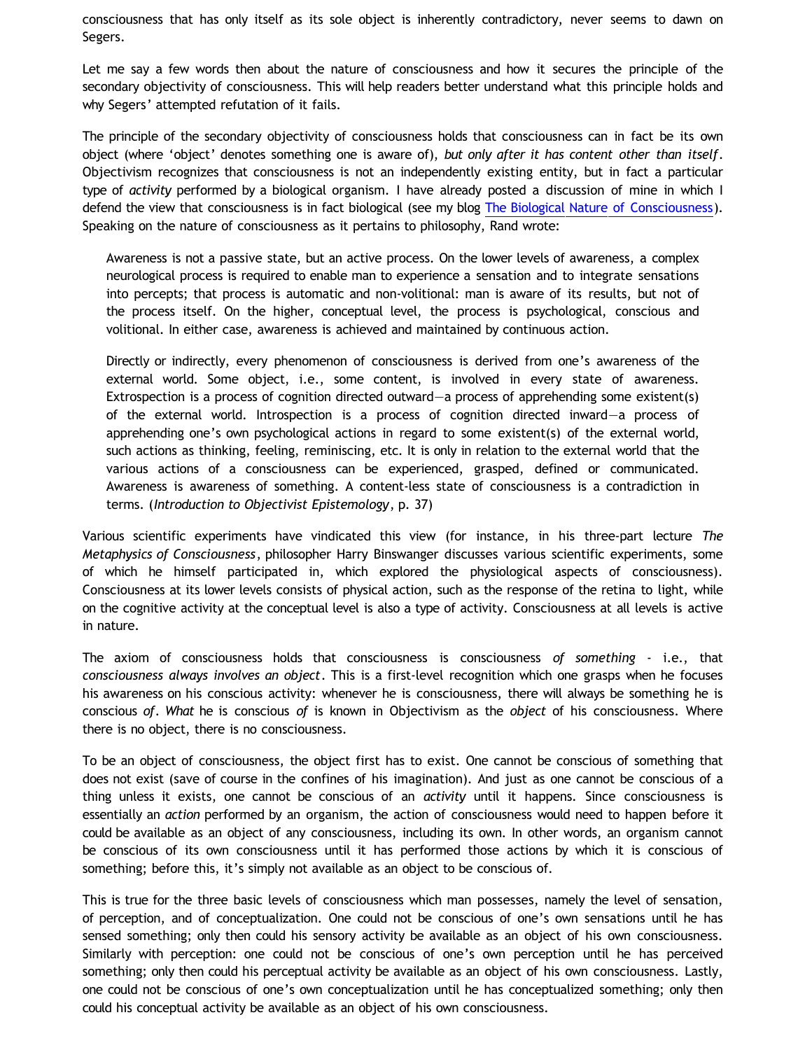consciousness that has only itself as its sole object is inherently contradictory, never seems to dawn on Segers.

Let me say a few words then about the nature of consciousness and how it secures the principle of the secondary objectivity of consciousness. This will help readers better understand what this principle holds and why Segers' attempted refutation of it fails.

The principle of the secondary objectivity of consciousness holds that consciousness can in fact be its own object (where 'object' denotes something one is aware of), *but only after it has content other than itself*. Objectivism recognizes that consciousness is not an independently existing entity, but in fact a particular type of *activity* performed by a biological organism. I have already posted a discussion of mine in which I defend the view that consciousness is in fact biological (see my blog [The Biological Nature of Consciousness]). Speaking on the nature of consciousness as it pertains to philosophy, Rand wrote:

> Awareness is not a passive state, but an active process. On the lower levels of awareness, a complex neurological process is required to enable man to experience a sensation and to integrate sensations into percepts; that process is automatic and non-volitional: man is aware of its results, but not of the process itself. On the higher, conceptual level, the process is psychological, conscious and volitional. In either case, awareness is achieved and maintained by continuous action.
>
> Directly or indirectly, every phenomenon of consciousness is derived from one's awareness of the external world. Some object, i.e., some content, is involved in every state of awareness. Extrospection is a process of cognition directed outward—a process of apprehending some existent(s) of the external world. Introspection is a process of cognition directed inward—a process of apprehending one's own psychological actions in regard to some existent(s) of the external world, such actions as thinking, feeling, reminiscing, etc. It is only in relation to the external world that the various actions of a consciousness can be experienced, grasped, defined or communicated. Awareness is awareness of something. A content-less state of consciousness is a contradiction in terms. (*Introduction to Objectivist Epistemology*, p. 37)

Various scientific experiments have vindicated this view (for instance, in his three-part lecture *The Metaphysics of Consciousness*, philosopher Harry Binswanger discusses various scientific experiments, some of which he himself participated in, which explored the physiological aspects of consciousness). Consciousness at its lower levels consists of physical action, such as the response of the retina to light, while on the cognitive activity at the conceptual level is also a type of activity. Consciousness at all levels is active in nature.

The axiom of consciousness holds that consciousness is consciousness *of something* - i.e., that *consciousness always involves an object*. This is a first-level recognition which one grasps when he focuses his awareness on his conscious activity: whenever he is consciousness, there will always be something he is conscious *of*. *What* he is conscious *of* is known in Objectivism as the *object* of his consciousness. Where there is no object, there is no consciousness.

To be an object of consciousness, the object first has to exist. One cannot be conscious of something that does not exist (save of course in the confines of his imagination). And just as one cannot be conscious of a thing unless it exists, one cannot be conscious of an *activity* until it happens. Since consciousness is essentially an *action* performed by an organism, the action of consciousness would need to happen before it could be available as an object of any consciousness, including its own. In other words, an organism cannot be conscious of its own consciousness until it has performed those actions by which it is conscious of something; before this, it's simply not available as an object to be conscious of.

This is true for the three basic levels of consciousness which man possesses, namely the level of sensation, of perception, and of conceptualization. One could not be conscious of one's own sensations until he has sensed something; only then could his sensory activity be available as an object of his own consciousness. Similarly with perception: one could not be conscious of one's own perception until he has perceived something; only then could his perceptual activity be available as an object of his own consciousness. Lastly, one could not be conscious of one's own conceptualization until he has conceptualized something; only then could his conceptual activity be available as an object of his own consciousness.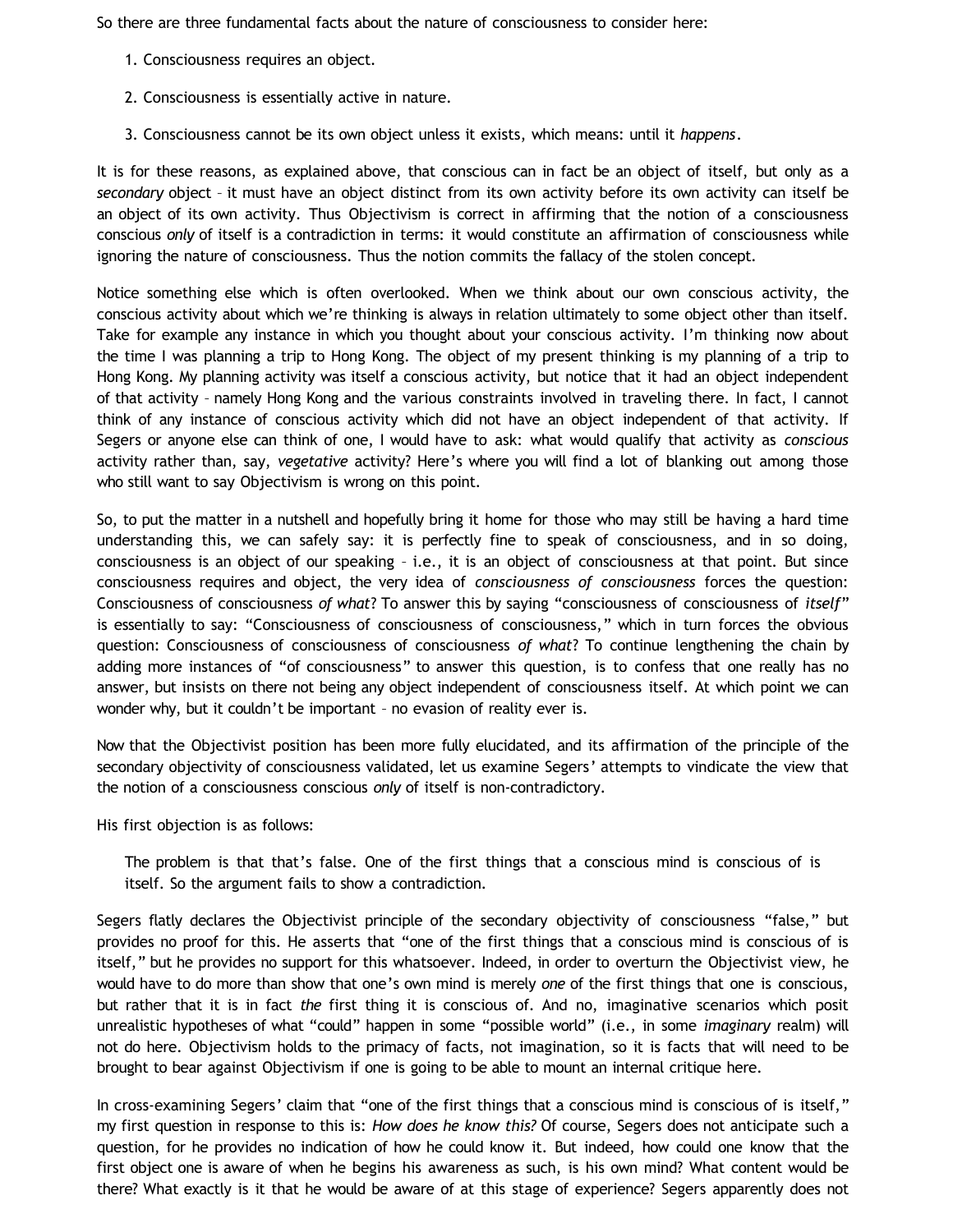So there are three fundamental facts about the nature of consciousness to consider here:

1. Consciousness requires an object.

2. Consciousness is essentially active in nature.

3. Consciousness cannot be its own object unless it exists, which means: until it *happens*.

It is for these reasons, as explained above, that conscious can in fact be an object of itself, but only as a *secondary* object – it must have an object distinct from its own activity before its own activity can itself be an object of its own activity. Thus Objectivism is correct in affirming that the notion of a consciousness conscious *only* of itself is a contradiction in terms: it would constitute an affirmation of consciousness while ignoring the nature of consciousness. Thus the notion commits the fallacy of the stolen concept.

Notice something else which is often overlooked. When we think about our own conscious activity, the conscious activity about which we're thinking is always in relation ultimately to some object other than itself. Take for example any instance in which you thought about your conscious activity. I'm thinking now about the time I was planning a trip to Hong Kong. The object of my present thinking is my planning of a trip to Hong Kong. My planning activity was itself a conscious activity, but notice that it had an object independent of that activity – namely Hong Kong and the various constraints involved in traveling there. In fact, I cannot think of any instance of conscious activity which did not have an object independent of that activity. If Segers or anyone else can think of one, I would have to ask: what would qualify that activity as *conscious* activity rather than, say, *vegetative* activity? Here's where you will find a lot of blanking out among those who still want to say Objectivism is wrong on this point.

So, to put the matter in a nutshell and hopefully bring it home for those who may still be having a hard time understanding this, we can safely say: it is perfectly fine to speak of consciousness, and in so doing, consciousness is an object of our speaking – i.e., it is an object of consciousness at that point. But since consciousness requires and object, the very idea of *consciousness of consciousness* forces the question: Consciousness of consciousness *of what*? To answer this by saying "consciousness of consciousness of *itself*" is essentially to say: "Consciousness of consciousness of consciousness," which in turn forces the obvious question: Consciousness of consciousness of consciousness *of what*? To continue lengthening the chain by adding more instances of "of consciousness" to answer this question, is to confess that one really has no answer, but insists on there not being any object independent of consciousness itself. At which point we can wonder why, but it couldn't be important – no evasion of reality ever is.

Now that the Objectivist position has been more fully elucidated, and its affirmation of the principle of the secondary objectivity of consciousness validated, let us examine Segers' attempts to vindicate the view that the notion of a consciousness conscious *only* of itself is non-contradictory.

His first objection is as follows:

> The problem is that that's false. One of the first things that a conscious mind is conscious of is itself. So the argument fails to show a contradiction.

Segers flatly declares the Objectivist principle of the secondary objectivity of consciousness "false," but provides no proof for this. He asserts that "one of the first things that a conscious mind is conscious of is itself," but he provides no support for this whatsoever. Indeed, in order to overturn the Objectivist view, he would have to do more than show that one's own mind is merely *one* of the first things that one is conscious, but rather that it is in fact *the* first thing it is conscious of. And no, imaginative scenarios which posit unrealistic hypotheses of what "could" happen in some "possible world" (i.e., in some *imaginary* realm) will not do here. Objectivism holds to the primacy of facts, not imagination, so it is facts that will need to be brought to bear against Objectivism if one is going to be able to mount an internal critique here.

In cross-examining Segers' claim that "one of the first things that a conscious mind is conscious of is itself," my first question in response to this is: *How does he know this?* Of course, Segers does not anticipate such a question, for he provides no indication of how he could know it. But indeed, how could one know that the first object one is aware of when he begins his awareness as such, is his own mind? What content would be there? What exactly is it that he would be aware of at this stage of experience? Segers apparently does not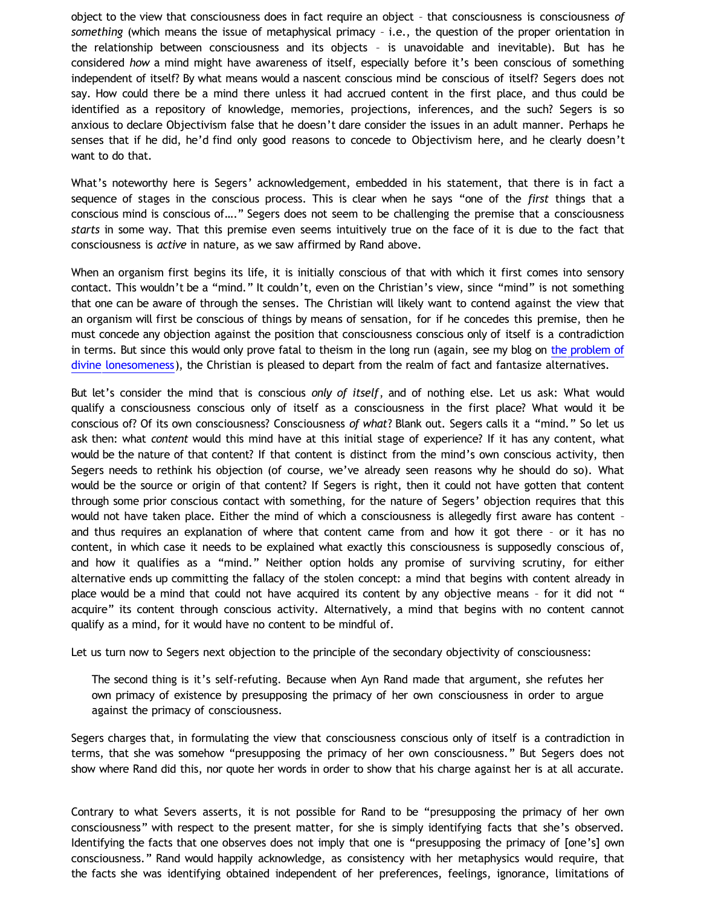object to the view that consciousness does in fact require an object – that consciousness is consciousness *of something* (which means the issue of metaphysical primacy – i.e., the question of the proper orientation in the relationship between consciousness and its objects – is unavoidable and inevitable). But has he considered *how* a mind might have awareness of itself, especially before it's been conscious of something independent of itself? By what means would a nascent conscious mind be conscious of itself? Segers does not say. How could there be a mind there unless it had accrued content in the first place, and thus could be identified as a repository of knowledge, memories, projections, inferences, and the such? Segers is so anxious to declare Objectivism false that he doesn't dare consider the issues in an adult manner. Perhaps he senses that if he did, he'd find only good reasons to concede to Objectivism here, and he clearly doesn't want to do that.

What's noteworthy here is Segers' acknowledgement, embedded in his statement, that there is in fact a sequence of stages in the conscious process. This is clear when he says "one of the *first* things that a conscious mind is conscious of…." Segers does not seem to be challenging the premise that a consciousness *starts* in some way. That this premise even seems intuitively true on the face of it is due to the fact that consciousness is *active* in nature, as we saw affirmed by Rand above.

When an organism first begins its life, it is initially conscious of that with which it first comes into sensory contact. This wouldn't be a "mind." It couldn't, even on the Christian's view, since "mind" is not something that one can be aware of through the senses. The Christian will likely want to contend against the view that an organism will first be conscious of things by means of sensation, for if he concedes this premise, then he must concede any objection against the position that consciousness conscious only of itself is a contradiction in terms. But since this would only prove fatal to theism in the long run (again, see my blog on the problem of divine lonesomeness), the Christian is pleased to depart from the realm of fact and fantasize alternatives.

But let's consider the mind that is conscious *only of itself*, and of nothing else. Let us ask: What would qualify a consciousness conscious only of itself as a consciousness in the first place? What would it be conscious of? Of its own consciousness? Consciousness *of what*? Blank out. Segers calls it a "mind." So let us ask then: what *content* would this mind have at this initial stage of experience? If it has any content, what would be the nature of that content? If that content is distinct from the mind's own conscious activity, then Segers needs to rethink his objection (of course, we've already seen reasons why he should do so). What would be the source or origin of that content? If Segers is right, then it could not have gotten that content through some prior conscious contact with something, for the nature of Segers' objection requires that this would not have taken place. Either the mind of which a consciousness is allegedly first aware has content – and thus requires an explanation of where that content came from and how it got there – or it has no content, in which case it needs to be explained what exactly this consciousness is supposedly conscious of, and how it qualifies as a "mind." Neither option holds any promise of surviving scrutiny, for either alternative ends up committing the fallacy of the stolen concept: a mind that begins with content already in place would be a mind that could not have acquired its content by any objective means – for it did not " acquire" its content through conscious activity. Alternatively, a mind that begins with no content cannot qualify as a mind, for it would have no content to be mindful of.

Let us turn now to Segers next objection to the principle of the secondary objectivity of consciousness:

> The second thing is it's self-refuting. Because when Ayn Rand made that argument, she refutes her own primacy of existence by presupposing the primacy of her own consciousness in order to argue against the primacy of consciousness.

Segers charges that, in formulating the view that consciousness conscious only of itself is a contradiction in terms, that she was somehow "presupposing the primacy of her own consciousness." But Segers does not show where Rand did this, nor quote her words in order to show that his charge against her is at all accurate.

Contrary to what Severs asserts, it is not possible for Rand to be "presupposing the primacy of her own consciousness" with respect to the present matter, for she is simply identifying facts that she's observed. Identifying the facts that one observes does not imply that one is "presupposing the primacy of [one's] own consciousness." Rand would happily acknowledge, as consistency with her metaphysics would require, that the facts she was identifying obtained independent of her preferences, feelings, ignorance, limitations of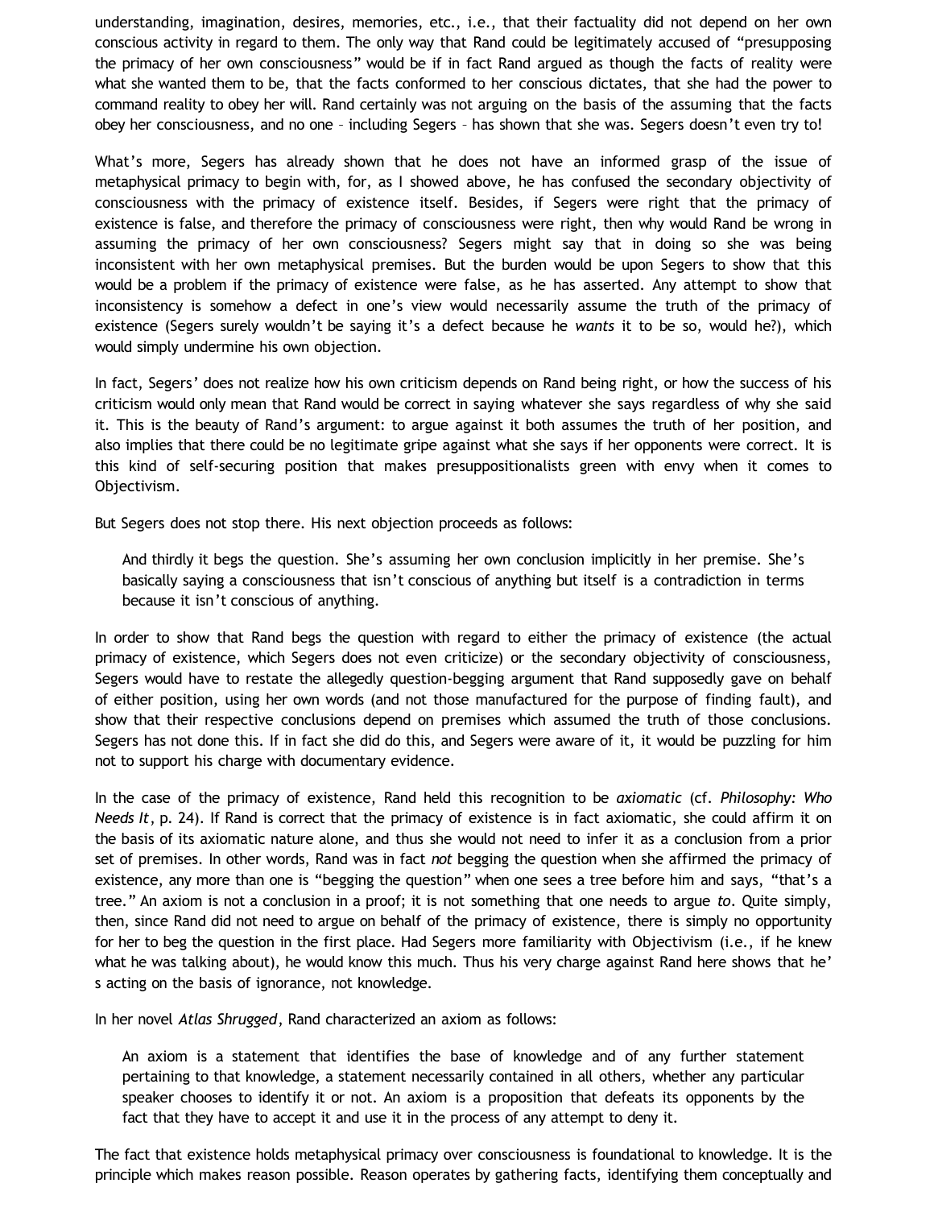understanding, imagination, desires, memories, etc., i.e., that their factuality did not depend on her own conscious activity in regard to them. The only way that Rand could be legitimately accused of "presupposing the primacy of her own consciousness" would be if in fact Rand argued as though the facts of reality were what she wanted them to be, that the facts conformed to her conscious dictates, that she had the power to command reality to obey her will. Rand certainly was not arguing on the basis of the assuming that the facts obey her consciousness, and no one – including Segers – has shown that she was. Segers doesn't even try to!

What's more, Segers has already shown that he does not have an informed grasp of the issue of metaphysical primacy to begin with, for, as I showed above, he has confused the secondary objectivity of consciousness with the primacy of existence itself. Besides, if Segers were right that the primacy of existence is false, and therefore the primacy of consciousness were right, then why would Rand be wrong in assuming the primacy of her own consciousness? Segers might say that in doing so she was being inconsistent with her own metaphysical premises. But the burden would be upon Segers to show that this would be a problem if the primacy of existence were false, as he has asserted. Any attempt to show that inconsistency is somehow a defect in one's view would necessarily assume the truth of the primacy of existence (Segers surely wouldn't be saying it's a defect because he *wants* it to be so, would he?), which would simply undermine his own objection.

In fact, Segers' does not realize how his own criticism depends on Rand being right, or how the success of his criticism would only mean that Rand would be correct in saying whatever she says regardless of why she said it. This is the beauty of Rand's argument: to argue against it both assumes the truth of her position, and also implies that there could be no legitimate gripe against what she says if her opponents were correct. It is this kind of self-securing position that makes presuppositionalists green with envy when it comes to Objectivism.

But Segers does not stop there. His next objection proceeds as follows:

> And thirdly it begs the question. She's assuming her own conclusion implicitly in her premise. She's basically saying a consciousness that isn't conscious of anything but itself is a contradiction in terms because it isn't conscious of anything.

In order to show that Rand begs the question with regard to either the primacy of existence (the actual primacy of existence, which Segers does not even criticize) or the secondary objectivity of consciousness, Segers would have to restate the allegedly question-begging argument that Rand supposedly gave on behalf of either position, using her own words (and not those manufactured for the purpose of finding fault), and show that their respective conclusions depend on premises which assumed the truth of those conclusions. Segers has not done this. If in fact she did do this, and Segers were aware of it, it would be puzzling for him not to support his charge with documentary evidence.

In the case of the primacy of existence, Rand held this recognition to be *axiomatic* (cf. *Philosophy: Who Needs It*, p. 24). If Rand is correct that the primacy of existence is in fact axiomatic, she could affirm it on the basis of its axiomatic nature alone, and thus she would not need to infer it as a conclusion from a prior set of premises. In other words, Rand was in fact *not* begging the question when she affirmed the primacy of existence, any more than one is "begging the question" when one sees a tree before him and says, "that's a tree." An axiom is not a conclusion in a proof; it is not something that one needs to argue *to*. Quite simply, then, since Rand did not need to argue on behalf of the primacy of existence, there is simply no opportunity for her to beg the question in the first place. Had Segers more familiarity with Objectivism (i.e., if he knew what he was talking about), he would know this much. Thus his very charge against Rand here shows that he' s acting on the basis of ignorance, not knowledge.

In her novel *Atlas Shrugged*, Rand characterized an axiom as follows:

> An axiom is a statement that identifies the base of knowledge and of any further statement pertaining to that knowledge, a statement necessarily contained in all others, whether any particular speaker chooses to identify it or not. An axiom is a proposition that defeats its opponents by the fact that they have to accept it and use it in the process of any attempt to deny it.

The fact that existence holds metaphysical primacy over consciousness is foundational to knowledge. It is the principle which makes reason possible. Reason operates by gathering facts, identifying them conceptually and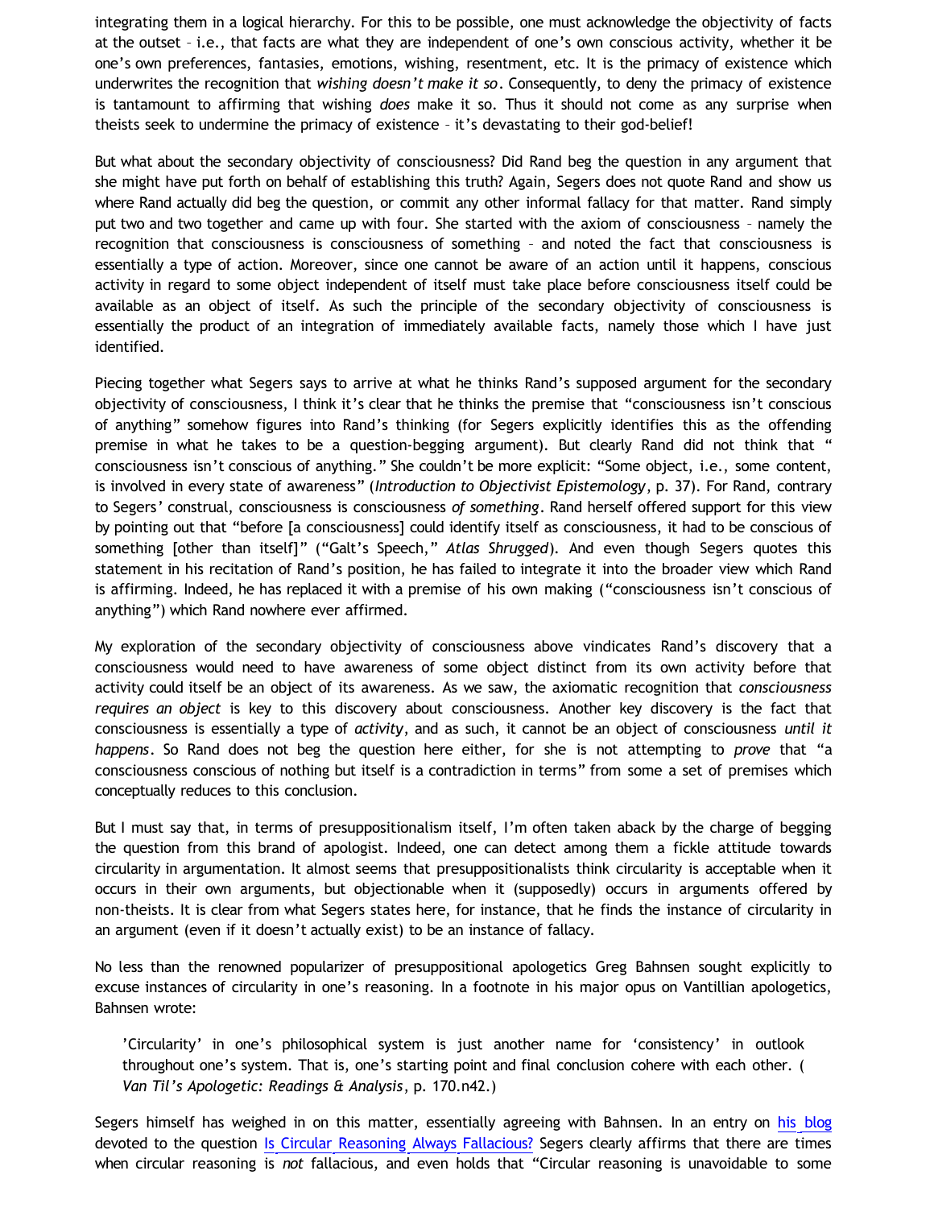integrating them in a logical hierarchy. For this to be possible, one must acknowledge the objectivity of facts at the outset – i.e., that facts are what they are independent of one's own conscious activity, whether it be one's own preferences, fantasies, emotions, wishing, resentment, etc. It is the primacy of existence which underwrites the recognition that *wishing doesn't make it so*. Consequently, to deny the primacy of existence is tantamount to affirming that wishing *does* make it so. Thus it should not come as any surprise when theists seek to undermine the primacy of existence – it's devastating to their god-belief!

But what about the secondary objectivity of consciousness? Did Rand beg the question in any argument that she might have put forth on behalf of establishing this truth? Again, Segers does not quote Rand and show us where Rand actually did beg the question, or commit any other informal fallacy for that matter. Rand simply put two and two together and came up with four. She started with the axiom of consciousness – namely the recognition that consciousness is consciousness of something – and noted the fact that consciousness is essentially a type of action. Moreover, since one cannot be aware of an action until it happens, conscious activity in regard to some object independent of itself must take place before consciousness itself could be available as an object of itself. As such the principle of the secondary objectivity of consciousness is essentially the product of an integration of immediately available facts, namely those which I have just identified.

Piecing together what Segers says to arrive at what he thinks Rand's supposed argument for the secondary objectivity of consciousness, I think it's clear that he thinks the premise that "consciousness isn't conscious of anything" somehow figures into Rand's thinking (for Segers explicitly identifies this as the offending premise in what he takes to be a question-begging argument). But clearly Rand did not think that " consciousness isn't conscious of anything." She couldn't be more explicit: "Some object, i.e., some content, is involved in every state of awareness" (*Introduction to Objectivist Epistemology*, p. 37). For Rand, contrary to Segers' construal, consciousness is consciousness *of something*. Rand herself offered support for this view by pointing out that "before [a consciousness] could identify itself as consciousness, it had to be conscious of something [other than itself]" ("Galt's Speech," *Atlas Shrugged*). And even though Segers quotes this statement in his recitation of Rand's position, he has failed to integrate it into the broader view which Rand is affirming. Indeed, he has replaced it with a premise of his own making ("consciousness isn't conscious of anything") which Rand nowhere ever affirmed.

My exploration of the secondary objectivity of consciousness above vindicates Rand's discovery that a consciousness would need to have awareness of some object distinct from its own activity before that activity could itself be an object of its awareness. As we saw, the axiomatic recognition that *consciousness requires an object* is key to this discovery about consciousness. Another key discovery is the fact that consciousness is essentially a type of *activity*, and as such, it cannot be an object of consciousness *until it happens*. So Rand does not beg the question here either, for she is not attempting to *prove* that "a consciousness conscious of nothing but itself is a contradiction in terms" from some a set of premises which conceptually reduces to this conclusion.

But I must say that, in terms of presuppositionalism itself, I'm often taken aback by the charge of begging the question from this brand of apologist. Indeed, one can detect among them a fickle attitude towards circularity in argumentation. It almost seems that presuppositionalists think circularity is acceptable when it occurs in their own arguments, but objectionable when it (supposedly) occurs in arguments offered by non-theists. It is clear from what Segers states here, for instance, that he finds the instance of circularity in an argument (even if it doesn't actually exist) to be an instance of fallacy.

No less than the renowned popularizer of presuppositional apologetics Greg Bahnsen sought explicitly to excuse instances of circularity in one's reasoning. In a footnote in his major opus on Vantillian apologetics, Bahnsen wrote:

> 'Circularity' in one's philosophical system is just another name for 'consistency' in outlook throughout one's system. That is, one's starting point and final conclusion cohere with each other. (*Van Til's Apologetic: Readings & Analysis*, p. 170.n42.)

Segers himself has weighed in on this matter, essentially agreeing with Bahnsen. In an entry on his blog devoted to the question Is Circular Reasoning Always Fallacious? Segers clearly affirms that there are times when circular reasoning is *not* fallacious, and even holds that "Circular reasoning is unavoidable to some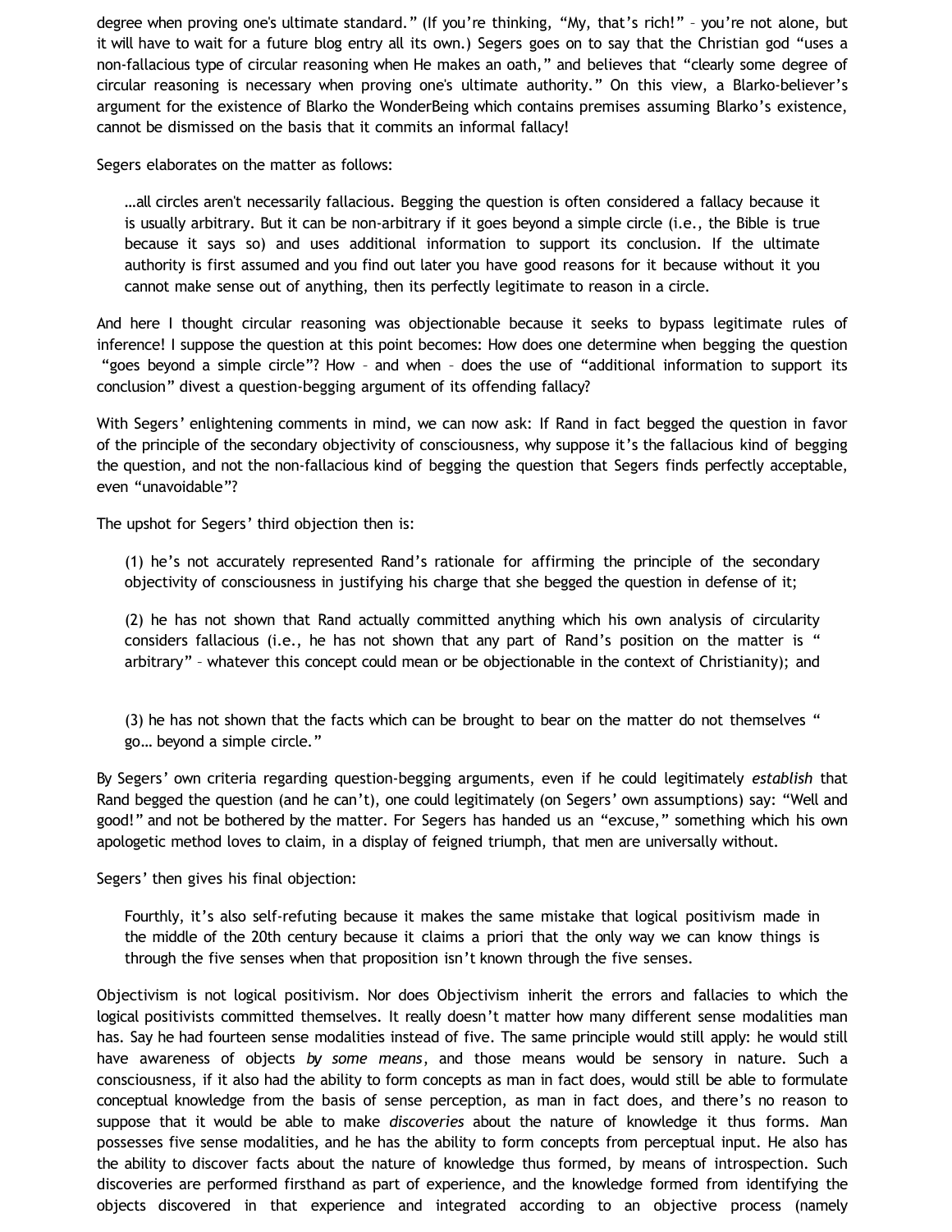degree when proving one's ultimate standard." (If you're thinking, "My, that's rich!" – you're not alone, but it will have to wait for a future blog entry all its own.) Segers goes on to say that the Christian god "uses a non-fallacious type of circular reasoning when He makes an oath," and believes that "clearly some degree of circular reasoning is necessary when proving one's ultimate authority." On this view, a Blarko-believer's argument for the existence of Blarko the WonderBeing which contains premises assuming Blarko's existence, cannot be dismissed on the basis that it commits an informal fallacy!

Segers elaborates on the matter as follows:

> …all circles aren't necessarily fallacious. Begging the question is often considered a fallacy because it is usually arbitrary. But it can be non-arbitrary if it goes beyond a simple circle (i.e., the Bible is true because it says so) and uses additional information to support its conclusion. If the ultimate authority is first assumed and you find out later you have good reasons for it because without it you cannot make sense out of anything, then its perfectly legitimate to reason in a circle.

And here I thought circular reasoning was objectionable because it seeks to bypass legitimate rules of inference! I suppose the question at this point becomes: How does one determine when begging the question "goes beyond a simple circle"? How – and when – does the use of "additional information to support its conclusion" divest a question-begging argument of its offending fallacy?

With Segers' enlightening comments in mind, we can now ask: If Rand in fact begged the question in favor of the principle of the secondary objectivity of consciousness, why suppose it's the fallacious kind of begging the question, and not the non-fallacious kind of begging the question that Segers finds perfectly acceptable, even "unavoidable"?

The upshot for Segers' third objection then is:

> (1) he's not accurately represented Rand's rationale for affirming the principle of the secondary objectivity of consciousness in justifying his charge that she begged the question in defense of it;
>
> (2) he has not shown that Rand actually committed anything which his own analysis of circularity considers fallacious (i.e., he has not shown that any part of Rand's position on the matter is " arbitrary" – whatever this concept could mean or be objectionable in the context of Christianity); and
>
> (3) he has not shown that the facts which can be brought to bear on the matter do not themselves " go… beyond a simple circle."

By Segers' own criteria regarding question-begging arguments, even if he could legitimately *establish* that Rand begged the question (and he can't), one could legitimately (on Segers' own assumptions) say: "Well and good!" and not be bothered by the matter. For Segers has handed us an "excuse," something which his own apologetic method loves to claim, in a display of feigned triumph, that men are universally without.

Segers' then gives his final objection:

> Fourthly, it's also self-refuting because it makes the same mistake that logical positivism made in the middle of the 20th century because it claims a priori that the only way we can know things is through the five senses when that proposition isn't known through the five senses.

Objectivism is not logical positivism. Nor does Objectivism inherit the errors and fallacies to which the logical positivists committed themselves. It really doesn't matter how many different sense modalities man has. Say he had fourteen sense modalities instead of five. The same principle would still apply: he would still have awareness of objects *by some means*, and those means would be sensory in nature. Such a consciousness, if it also had the ability to form concepts as man in fact does, would still be able to formulate conceptual knowledge from the basis of sense perception, as man in fact does, and there's no reason to suppose that it would be able to make *discoveries* about the nature of knowledge it thus forms. Man possesses five sense modalities, and he has the ability to form concepts from perceptual input. He also has the ability to discover facts about the nature of knowledge thus formed, by means of introspection. Such discoveries are performed firsthand as part of experience, and the knowledge formed from identifying the objects discovered in that experience and integrated according to an objective process (namely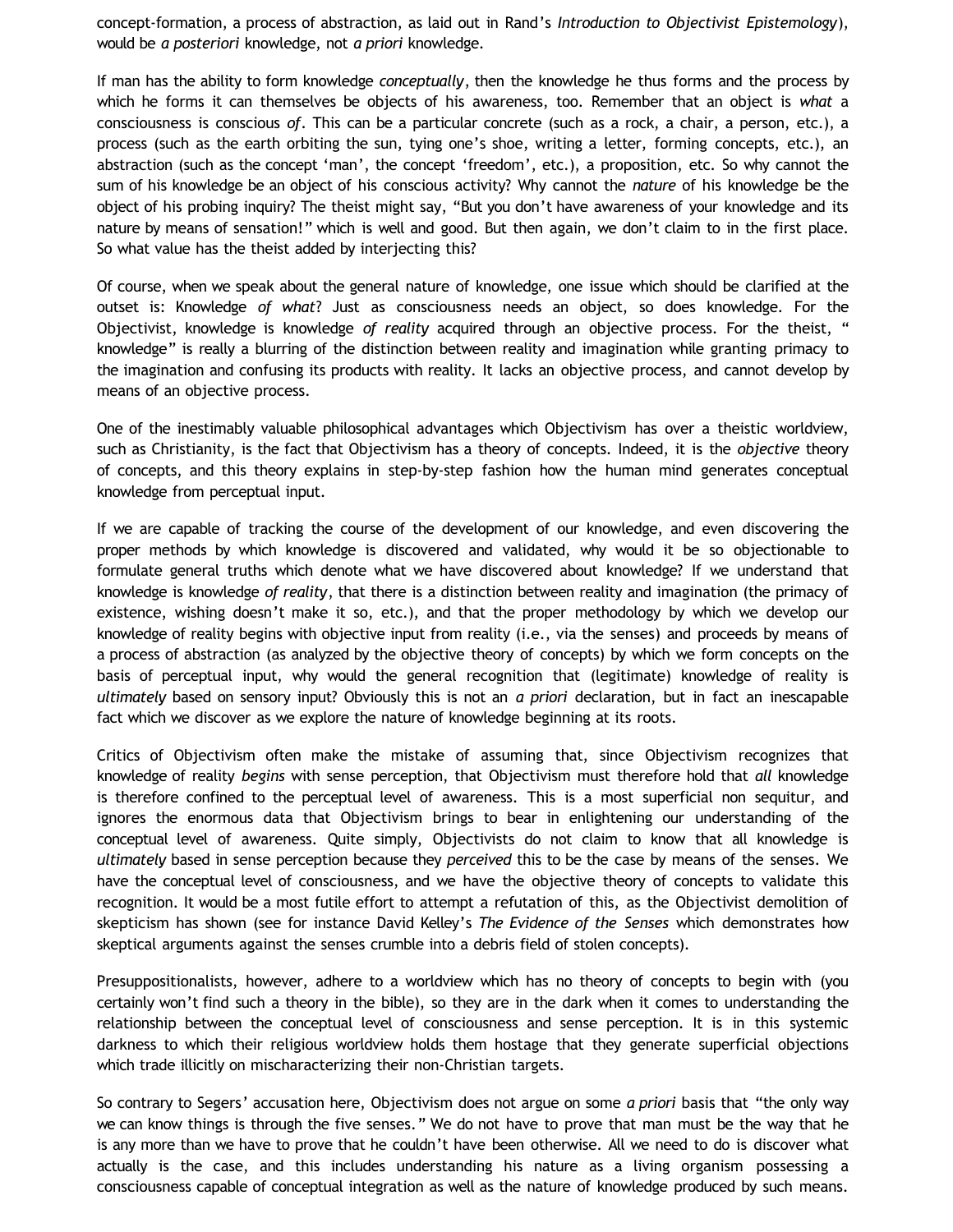concept-formation, a process of abstraction, as laid out in Rand's *Introduction to Objectivist Epistemology*), would be *a posteriori* knowledge, not *a priori* knowledge.

If man has the ability to form knowledge *conceptually*, then the knowledge he thus forms and the process by which he forms it can themselves be objects of his awareness, too. Remember that an object is *what* a consciousness is conscious *of*. This can be a particular concrete (such as a rock, a chair, a person, etc.), a process (such as the earth orbiting the sun, tying one's shoe, writing a letter, forming concepts, etc.), an abstraction (such as the concept 'man', the concept 'freedom', etc.), a proposition, etc. So why cannot the sum of his knowledge be an object of his conscious activity? Why cannot the *nature* of his knowledge be the object of his probing inquiry? The theist might say, "But you don't have awareness of your knowledge and its nature by means of sensation!" which is well and good. But then again, we don't claim to in the first place. So what value has the theist added by interjecting this?

Of course, when we speak about the general nature of knowledge, one issue which should be clarified at the outset is: Knowledge *of what*? Just as consciousness needs an object, so does knowledge. For the Objectivist, knowledge is knowledge *of reality* acquired through an objective process. For the theist, " knowledge" is really a blurring of the distinction between reality and imagination while granting primacy to the imagination and confusing its products with reality. It lacks an objective process, and cannot develop by means of an objective process.

One of the inestimably valuable philosophical advantages which Objectivism has over a theistic worldview, such as Christianity, is the fact that Objectivism has a theory of concepts. Indeed, it is the *objective* theory of concepts, and this theory explains in step-by-step fashion how the human mind generates conceptual knowledge from perceptual input.

If we are capable of tracking the course of the development of our knowledge, and even discovering the proper methods by which knowledge is discovered and validated, why would it be so objectionable to formulate general truths which denote what we have discovered about knowledge? If we understand that knowledge is knowledge *of reality*, that there is a distinction between reality and imagination (the primacy of existence, wishing doesn't make it so, etc.), and that the proper methodology by which we develop our knowledge of reality begins with objective input from reality (i.e., via the senses) and proceeds by means of a process of abstraction (as analyzed by the objective theory of concepts) by which we form concepts on the basis of perceptual input, why would the general recognition that (legitimate) knowledge of reality is *ultimately* based on sensory input? Obviously this is not an *a priori* declaration, but in fact an inescapable fact which we discover as we explore the nature of knowledge beginning at its roots.

Critics of Objectivism often make the mistake of assuming that, since Objectivism recognizes that knowledge of reality *begins* with sense perception, that Objectivism must therefore hold that *all* knowledge is therefore confined to the perceptual level of awareness. This is a most superficial non sequitur, and ignores the enormous data that Objectivism brings to bear in enlightening our understanding of the conceptual level of awareness. Quite simply, Objectivists do not claim to know that all knowledge is *ultimately* based in sense perception because they *perceived* this to be the case by means of the senses. We have the conceptual level of consciousness, and we have the objective theory of concepts to validate this recognition. It would be a most futile effort to attempt a refutation of this, as the Objectivist demolition of skepticism has shown (see for instance David Kelley's *The Evidence of the Senses* which demonstrates how skeptical arguments against the senses crumble into a debris field of stolen concepts).

Presuppositionalists, however, adhere to a worldview which has no theory of concepts to begin with (you certainly won't find such a theory in the bible), so they are in the dark when it comes to understanding the relationship between the conceptual level of consciousness and sense perception. It is in this systemic darkness to which their religious worldview holds them hostage that they generate superficial objections which trade illicitly on mischaracterizing their non-Christian targets.

So contrary to Segers' accusation here, Objectivism does not argue on some *a priori* basis that "the only way we can know things is through the five senses." We do not have to prove that man must be the way that he is any more than we have to prove that he couldn't have been otherwise. All we need to do is discover what actually is the case, and this includes understanding his nature as a living organism possessing a consciousness capable of conceptual integration as well as the nature of knowledge produced by such means.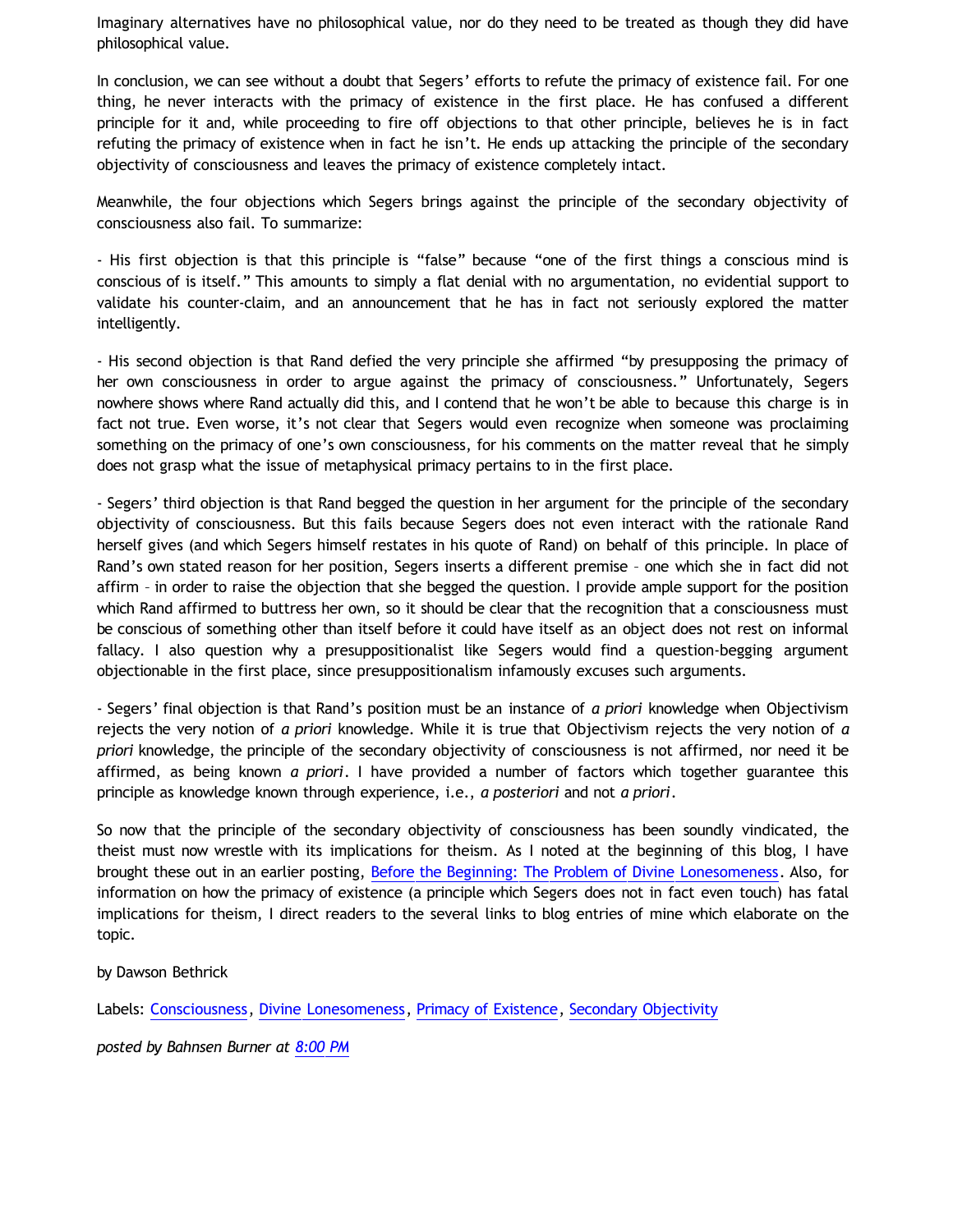Imaginary alternatives have no philosophical value, nor do they need to be treated as though they did have philosophical value.

In conclusion, we can see without a doubt that Segers' efforts to refute the primacy of existence fail. For one thing, he never interacts with the primacy of existence in the first place. He has confused a different principle for it and, while proceeding to fire off objections to that other principle, believes he is in fact refuting the primacy of existence when in fact he isn't. He ends up attacking the principle of the secondary objectivity of consciousness and leaves the primacy of existence completely intact.

Meanwhile, the four objections which Segers brings against the principle of the secondary objectivity of consciousness also fail. To summarize:

- His first objection is that this principle is "false" because "one of the first things a conscious mind is conscious of is itself." This amounts to simply a flat denial with no argumentation, no evidential support to validate his counter-claim, and an announcement that he has in fact not seriously explored the matter intelligently.

- His second objection is that Rand defied the very principle she affirmed "by presupposing the primacy of her own consciousness in order to argue against the primacy of consciousness." Unfortunately, Segers nowhere shows where Rand actually did this, and I contend that he won't be able to because this charge is in fact not true. Even worse, it's not clear that Segers would even recognize when someone was proclaiming something on the primacy of one's own consciousness, for his comments on the matter reveal that he simply does not grasp what the issue of metaphysical primacy pertains to in the first place.

- Segers' third objection is that Rand begged the question in her argument for the principle of the secondary objectivity of consciousness. But this fails because Segers does not even interact with the rationale Rand herself gives (and which Segers himself restates in his quote of Rand) on behalf of this principle. In place of Rand's own stated reason for her position, Segers inserts a different premise – one which she in fact did not affirm – in order to raise the objection that she begged the question. I provide ample support for the position which Rand affirmed to buttress her own, so it should be clear that the recognition that a consciousness must be conscious of something other than itself before it could have itself as an object does not rest on informal fallacy. I also question why a presuppositionalist like Segers would find a question-begging argument objectionable in the first place, since presuppositionalism infamously excuses such arguments.

- Segers' final objection is that Rand's position must be an instance of *a priori* knowledge when Objectivism rejects the very notion of *a priori* knowledge. While it is true that Objectivism rejects the very notion of *a priori* knowledge, the principle of the secondary objectivity of consciousness is not affirmed, nor need it be affirmed, as being known *a priori*. I have provided a number of factors which together guarantee this principle as knowledge known through experience, i.e., *a posteriori* and not *a priori*.

So now that the principle of the secondary objectivity of consciousness has been soundly vindicated, the theist must now wrestle with its implications for theism. As I noted at the beginning of this blog, I have brought these out in an earlier posting, Before the Beginning: The Problem of Divine Lonesomeness. Also, for information on how the primacy of existence (a principle which Segers does not in fact even touch) has fatal implications for theism, I direct readers to the several links to blog entries of mine which elaborate on the topic.

by Dawson Bethrick

Labels: Consciousness, Divine Lonesomeness, Primacy of Existence, Secondary Objectivity

*posted by Bahnsen Burner at 8:00 PM*